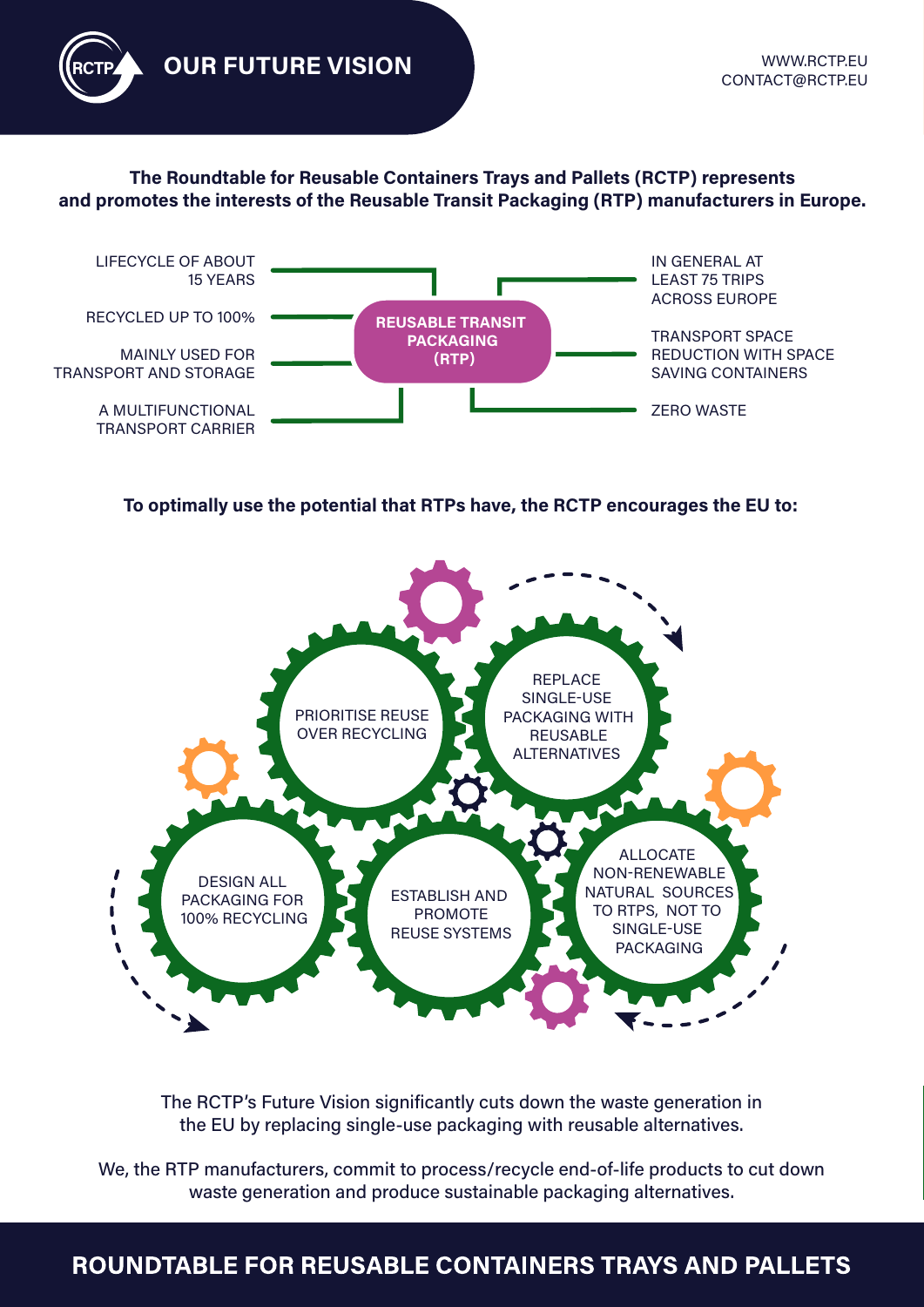# OUR FUTURE VISION

WWW.RCTP.EU
CONTACT@RCTP.EU

**The Roundtable for Reusable Containers Trays and Pallets (RCTP) represents and promotes the interests of the Reusable Transit Packaging (RTP) manufacturers in Europe.**

**REUSABLE TRANSIT PACKAGING (RTP)**

- LIFECYCLE OF ABOUT 15 YEARS
- RECYCLED UP TO 100%
- MAINLY USED FOR TRANSPORT AND STORAGE
- A MULTIFUNCTIONAL TRANSPORT CARRIER
- IN GENERAL AT LEAST 75 TRIPS ACROSS EUROPE
- TRANSPORT SPACE REDUCTION WITH SPACE SAVING CONTAINERS
- ZERO WASTE

**To optimally use the potential that RTPs have, the RCTP encourages the EU to:**

- PRIORITISE REUSE OVER RECYCLING
- REPLACE SINGLE-USE PACKAGING WITH REUSABLE ALTERNATIVES
- DESIGN ALL PACKAGING FOR 100% RECYCLING
- ESTABLISH AND PROMOTE REUSE SYSTEMS
- ALLOCATE NON-RENEWABLE NATURAL SOURCES TO RTPS, NOT TO SINGLE-USE PACKAGING

The RCTP's Future Vision significantly cuts down the waste generation in the EU by replacing single-use packaging with reusable alternatives.

We, the RTP manufacturers, commit to process/recycle end-of-life products to cut down waste generation and produce sustainable packaging alternatives.

## ROUNDTABLE FOR REUSABLE CONTAINERS TRAYS AND PALLETS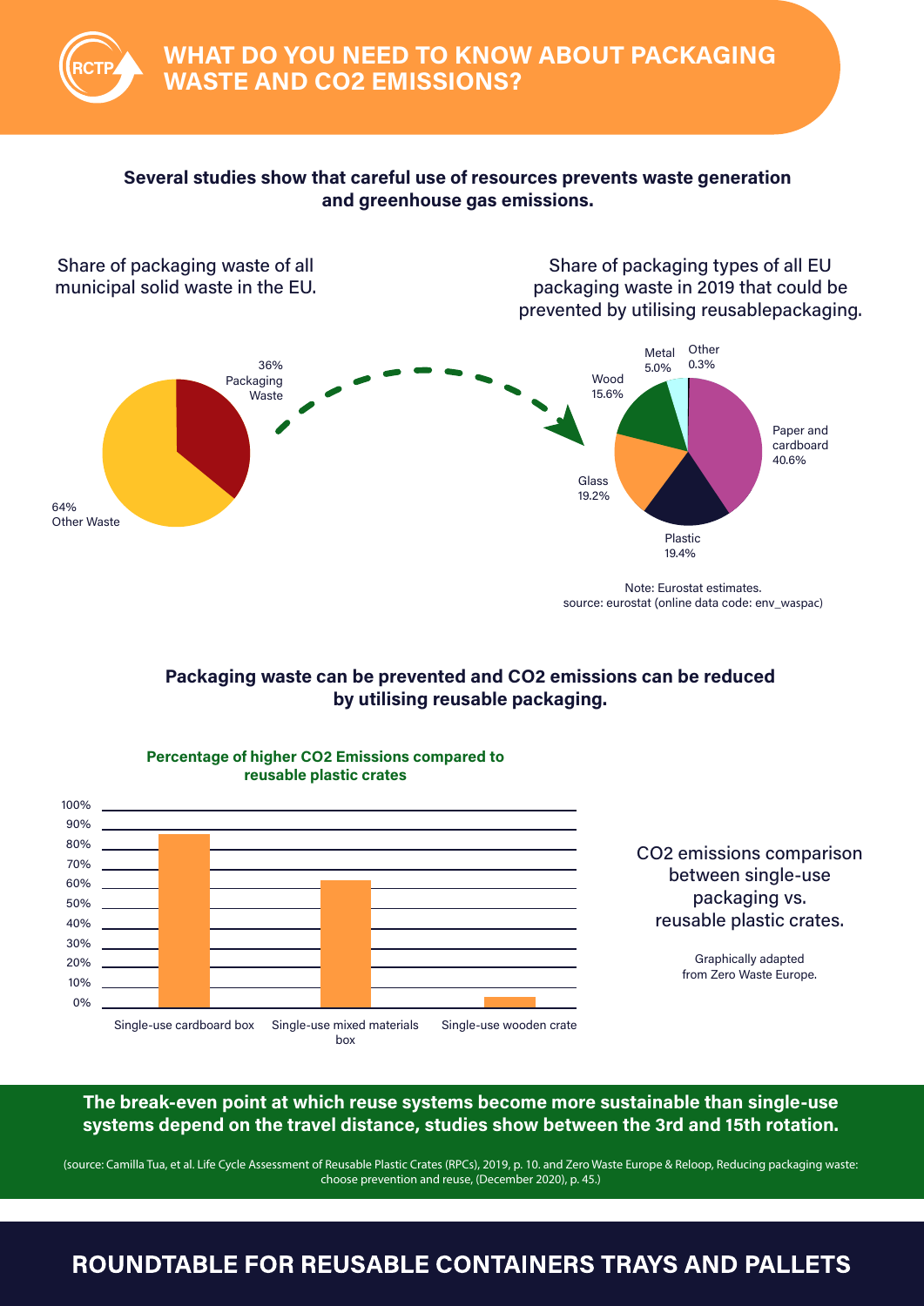# WHAT DO YOU NEED TO KNOW ABOUT PACKAGING WASTE AND $CO_2$ EMISSIONS?

**Several studies show that careful use of resources prevents waste generation and greenhouse gas emissions.**

Share of packaging waste of all municipal solid waste in the EU.

36%
Packaging Waste

64%
Other Waste

Share of packaging types of all EU packaging waste in 2019 that could be prevented by utilising reusablepackaging.

Metal 5.0%
Other 0.3%
Wood 15.6%
Paper and cardboard 40.6%
Glass 19.2%
Plastic 19.4%

Note: Eurostat estimates.
source: eurostat (online data code: env_waspac)

**Packaging waste can be prevented and $CO_2$ emissions can be reduced by utilising reusable packaging.**

**Percentage of higher $CO_2$ Emissions compared to reusable plastic crates**

100%
90%
80%
70%
60%
50%
40%
30%
20%
10%
0%

Single-use cardboard box
Single-use mixed materials box
Single-use wooden crate

$CO_2$ emissions comparison between single-use packaging vs. reusable plastic crates.

Graphically adapted from Zero Waste Europe.

**The break-even point at which reuse systems become more sustainable than single-use systems depend on the travel distance, studies show between the 3rd and 15th rotation.**

(source: Camilla Tua, et al. Life Cycle Assessment of Reusable Plastic Crates (RPCs), 2019, p. 10. and Zero Waste Europe & Reloop, Reducing packaging waste: choose prevention and reuse, (December 2020), p. 45.)

## ROUNDTABLE FOR REUSABLE CONTAINERS TRAYS AND PALLETS